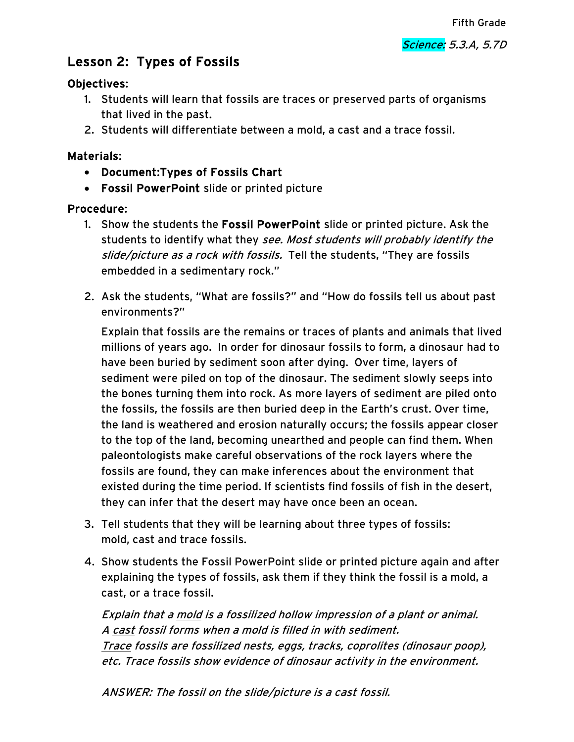Fifth Grade

*Science: 5.3.A, 5.7D*

## Lesson 2: Types of Fossils

### Objectives:

1. Students will learn that fossils are traces or preserved parts of organisms that lived in the past.
2. Students will differentiate between a mold, a cast and a trace fossil.

### Materials:

- **Document:Types of Fossils Chart**
- **Fossil PowerPoint** slide or printed picture

### Procedure:

1. Show the students the **Fossil PowerPoint** slide or printed picture. Ask the students to identify what they *see. Most students will probably identify the slide/picture as a rock with fossils.* Tell the students, "They are fossils embedded in a sedimentary rock."

2. Ask the students, "What are fossils?" and "How do fossils tell us about past environments?"

   Explain that fossils are the remains or traces of plants and animals that lived millions of years ago. In order for dinosaur fossils to form, a dinosaur had to have been buried by sediment soon after dying. Over time, layers of sediment were piled on top of the dinosaur. The sediment slowly seeps into the bones turning them into rock. As more layers of sediment are piled onto the fossils, the fossils are then buried deep in the Earth's crust. Over time, the land is weathered and erosion naturally occurs; the fossils appear closer to the top of the land, becoming unearthed and people can find them. When paleontologists make careful observations of the rock layers where the fossils are found, they can make inferences about the environment that existed during the time period. If scientists find fossils of fish in the desert, they can infer that the desert may have once been an ocean.

3. Tell students that they will be learning about three types of fossils: mold, cast and trace fossils.

4. Show students the Fossil PowerPoint slide or printed picture again and after explaining the types of fossils, ask them if they think the fossil is a mold, a cast, or a trace fossil.

   *Explain that a <u>mold</u> is a fossilized hollow impression of a plant or animal.*
   *A <u>cast</u> fossil forms when a mold is filled in with sediment.*
   *<u>Trace</u> fossils are fossilized nests, eggs, tracks, coprolites (dinosaur poop), etc. Trace fossils show evidence of dinosaur activity in the environment.*

   *ANSWER: The fossil on the slide/picture is a cast fossil.*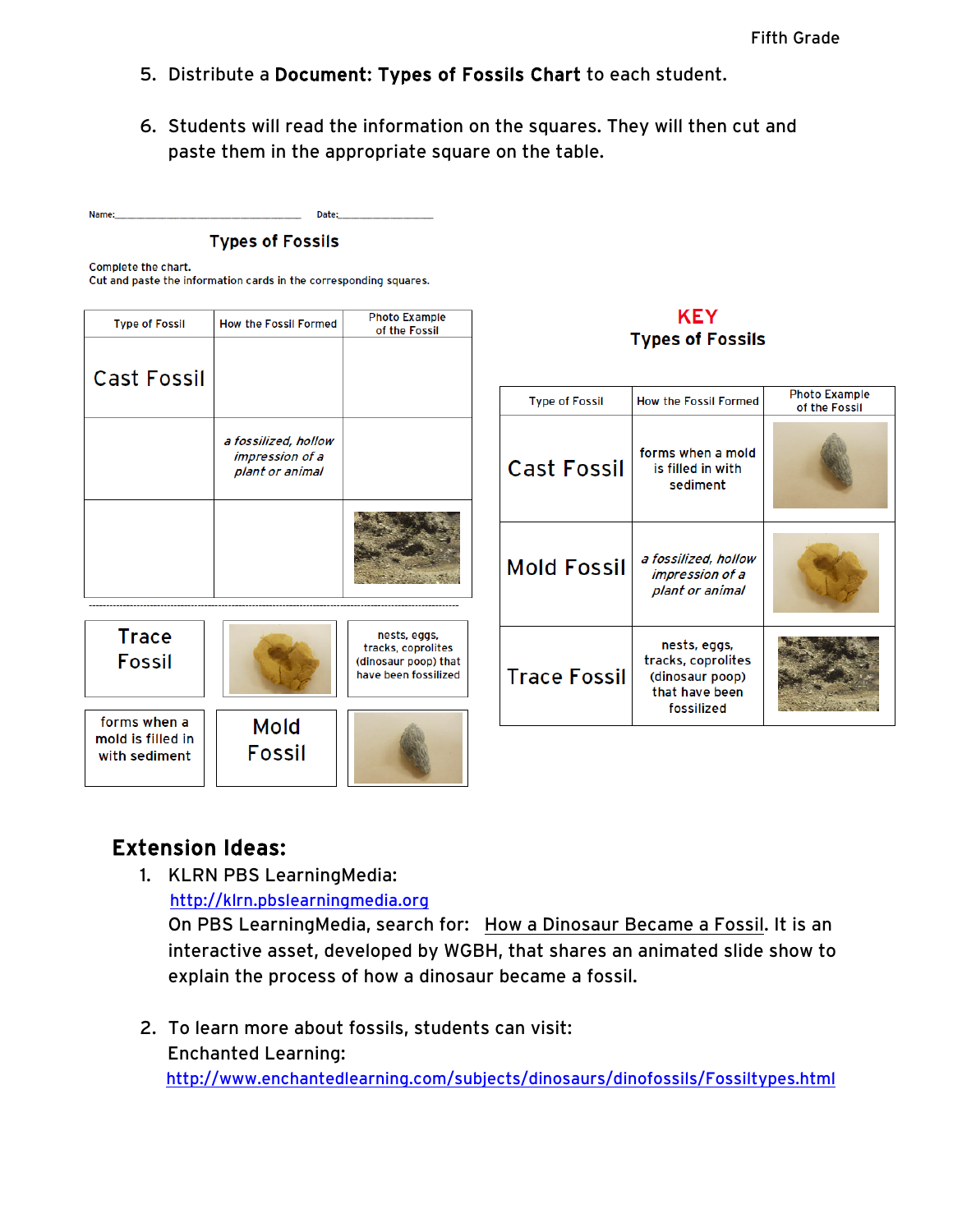5. Distribute a **Document: Types of Fossils Chart** to each student.

6. Students will read the information on the squares. They will then cut and paste them in the appropriate square on the table.

Name:_______________________________ Date:_______________

### Types of Fossils

Complete the chart.
Cut and paste the information cards in the corresponding squares.

| Type of Fossil | How the Fossil Formed | Photo Example of the Fossil |
|---|---|---|
| Cast Fossil | | |
| | *a fossilized, hollow impression of a plant or animal* | |
| | | |

| | | |
|---|---|---|
| Trace Fossil | | nests, eggs, tracks, coprolites (dinosaur poop) that have been fossilized |
| forms when a mold is filled in with sediment | Mold Fossil | |

## KEY
### Types of Fossils

| Type of Fossil | How the Fossil Formed | Photo Example of the Fossil |
|---|---|---|
| Cast Fossil | forms when a mold is filled in with sediment | |
| Mold Fossil | *a fossilized, hollow impression of a plant or animal* | |
| Trace Fossil | nests, eggs, tracks, coprolites (dinosaur poop) that have been fossilized | |

## Extension Ideas:

1. KLRN PBS LearningMedia:
   http://klrn.pbslearningmedia.org
   On PBS LearningMedia, search for: How a Dinosaur Became a Fossil. It is an interactive asset, developed by WGBH, that shares an animated slide show to explain the process of how a dinosaur became a fossil.

2. To learn more about fossils, students can visit:
   Enchanted Learning:
   http://www.enchantedlearning.com/subjects/dinosaurs/dinofossils/Fossiltypes.html